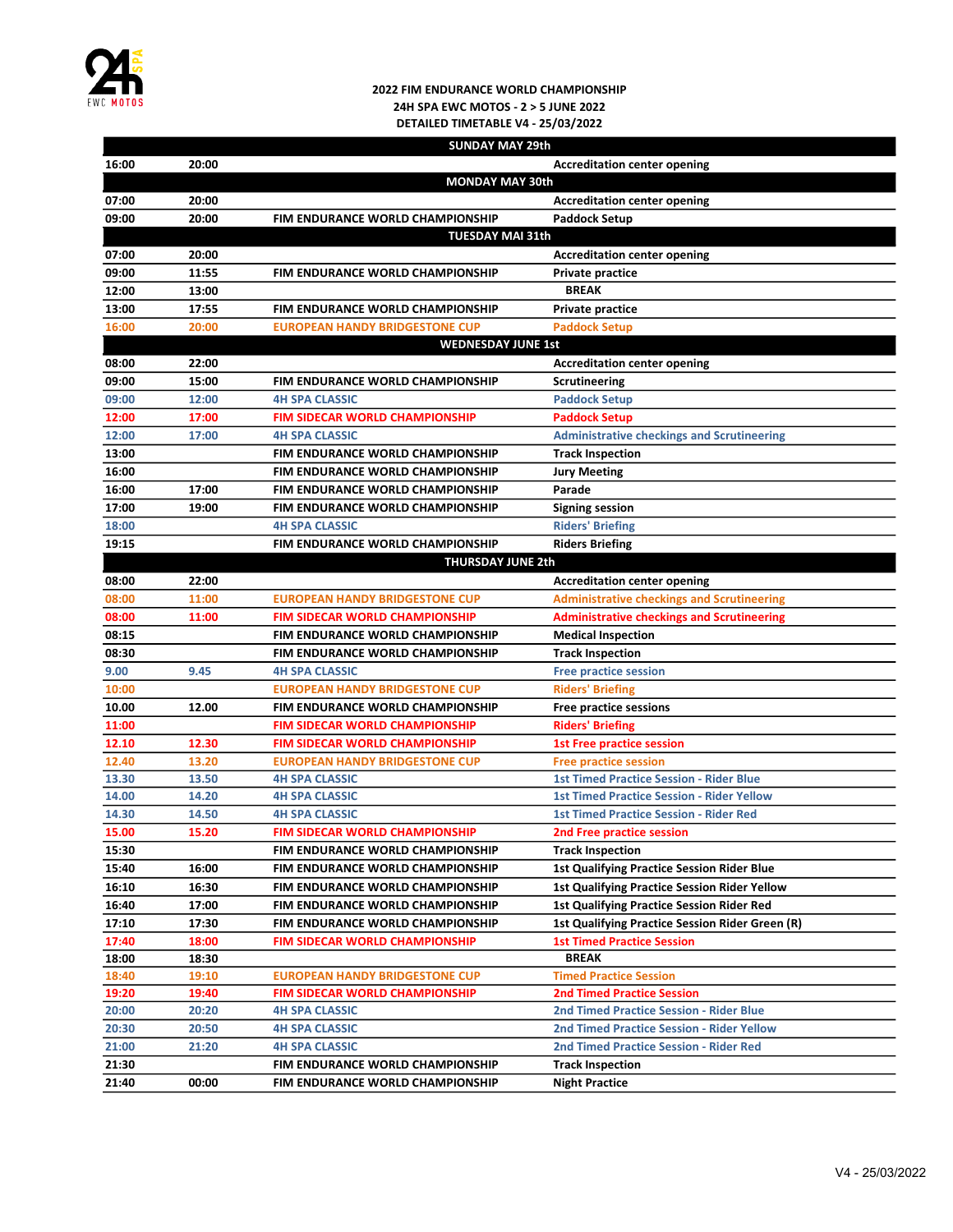**2022 FIM ENDURANCE WORLD CHAMPIONSHIP**
**24H SPA EWC MOTOS - 2 > 5 JUNE 2022**
**DETAILED TIMETABLE V4 - 25/03/2022**

| | | | |
|---|---|---|---|
| **SUNDAY MAY 29th** | | | |
| 16:00 | 20:00 | | Accreditation center opening |
| **MONDAY MAY 30th** | | | |
| 07:00 | 20:00 | | Accreditation center opening |
| 09:00 | 20:00 | FIM ENDURANCE WORLD CHAMPIONSHIP | Paddock Setup |
| **TUESDAY MAI 31th** | | | |
| 07:00 | 20:00 | | Accreditation center opening |
| 09:00 | 11:55 | FIM ENDURANCE WORLD CHAMPIONSHIP | Private practice |
| 12:00 | 13:00 | | BREAK |
| 13:00 | 17:55 | FIM ENDURANCE WORLD CHAMPIONSHIP | Private practice |
| 16:00 | 20:00 | EUROPEAN HANDY BRIDGESTONE CUP | Paddock Setup |
| **WEDNESDAY JUNE 1st** | | | |
| 08:00 | 22:00 | | Accreditation center opening |
| 09:00 | 15:00 | FIM ENDURANCE WORLD CHAMPIONSHIP | Scrutineering |
| 09:00 | 12:00 | 4H SPA CLASSIC | Paddock Setup |
| 12:00 | 17:00 | FIM SIDECAR WORLD CHAMPIONSHIP | Paddock Setup |
| 12:00 | 17:00 | 4H SPA CLASSIC | Administrative checkings and Scrutineering |
| 13:00 | | FIM ENDURANCE WORLD CHAMPIONSHIP | Track Inspection |
| 16:00 | | FIM ENDURANCE WORLD CHAMPIONSHIP | Jury Meeting |
| 16:00 | 17:00 | FIM ENDURANCE WORLD CHAMPIONSHIP | Parade |
| 17:00 | 19:00 | FIM ENDURANCE WORLD CHAMPIONSHIP | Signing session |
| 18:00 | | 4H SPA CLASSIC | Riders' Briefing |
| 19:15 | | FIM ENDURANCE WORLD CHAMPIONSHIP | Riders Briefing |
| **THURSDAY JUNE 2th** | | | |
| 08:00 | 22:00 | | Accreditation center opening |
| 08:00 | 11:00 | EUROPEAN HANDY BRIDGESTONE CUP | Administrative checkings and Scrutineering |
| 08:00 | 11:00 | FIM SIDECAR WORLD CHAMPIONSHIP | Administrative checkings and Scrutineering |
| 08:15 | | FIM ENDURANCE WORLD CHAMPIONSHIP | Medical Inspection |
| 08:30 | | FIM ENDURANCE WORLD CHAMPIONSHIP | Track Inspection |
| 9.00 | 9.45 | 4H SPA CLASSIC | Free practice session |
| 10:00 | | EUROPEAN HANDY BRIDGESTONE CUP | Riders' Briefing |
| 10.00 | 12.00 | FIM ENDURANCE WORLD CHAMPIONSHIP | Free practice sessions |
| 11:00 | | FIM SIDECAR WORLD CHAMPIONSHIP | Riders' Briefing |
| 12.10 | 12.30 | FIM SIDECAR WORLD CHAMPIONSHIP | 1st Free practice session |
| 12.40 | 13.20 | EUROPEAN HANDY BRIDGESTONE CUP | Free practice session |
| 13.30 | 13.50 | 4H SPA CLASSIC | 1st Timed Practice Session - Rider Blue |
| 14.00 | 14.20 | 4H SPA CLASSIC | 1st Timed Practice Session - Rider Yellow |
| 14.30 | 14.50 | 4H SPA CLASSIC | 1st Timed Practice Session - Rider Red |
| 15.00 | 15.20 | FIM SIDECAR WORLD CHAMPIONSHIP | 2nd Free practice session |
| 15:30 | | FIM ENDURANCE WORLD CHAMPIONSHIP | Track Inspection |
| 15:40 | 16:00 | FIM ENDURANCE WORLD CHAMPIONSHIP | 1st Qualifying Practice Session Rider Blue |
| 16:10 | 16:30 | FIM ENDURANCE WORLD CHAMPIONSHIP | 1st Qualifying Practice Session Rider Yellow |
| 16:40 | 17:00 | FIM ENDURANCE WORLD CHAMPIONSHIP | 1st Qualifying Practice Session Rider Red |
| 17:10 | 17:30 | FIM ENDURANCE WORLD CHAMPIONSHIP | 1st Qualifying Practice Session Rider Green (R) |
| 17:40 | 18:00 | FIM SIDECAR WORLD CHAMPIONSHIP | 1st Timed Practice Session |
| 18:00 | 18:30 | | BREAK |
| 18:40 | 19:10 | EUROPEAN HANDY BRIDGESTONE CUP | Timed Practice Session |
| 19:20 | 19:40 | FIM SIDECAR WORLD CHAMPIONSHIP | 2nd Timed Practice Session |
| 20:00 | 20:20 | 4H SPA CLASSIC | 2nd Timed Practice Session - Rider Blue |
| 20:30 | 20:50 | 4H SPA CLASSIC | 2nd Timed Practice Session - Rider Yellow |
| 21:00 | 21:20 | 4H SPA CLASSIC | 2nd Timed Practice Session - Rider Red |
| 21:30 | | FIM ENDURANCE WORLD CHAMPIONSHIP | Track Inspection |
| 21:40 | 00:00 | FIM ENDURANCE WORLD CHAMPIONSHIP | Night Practice |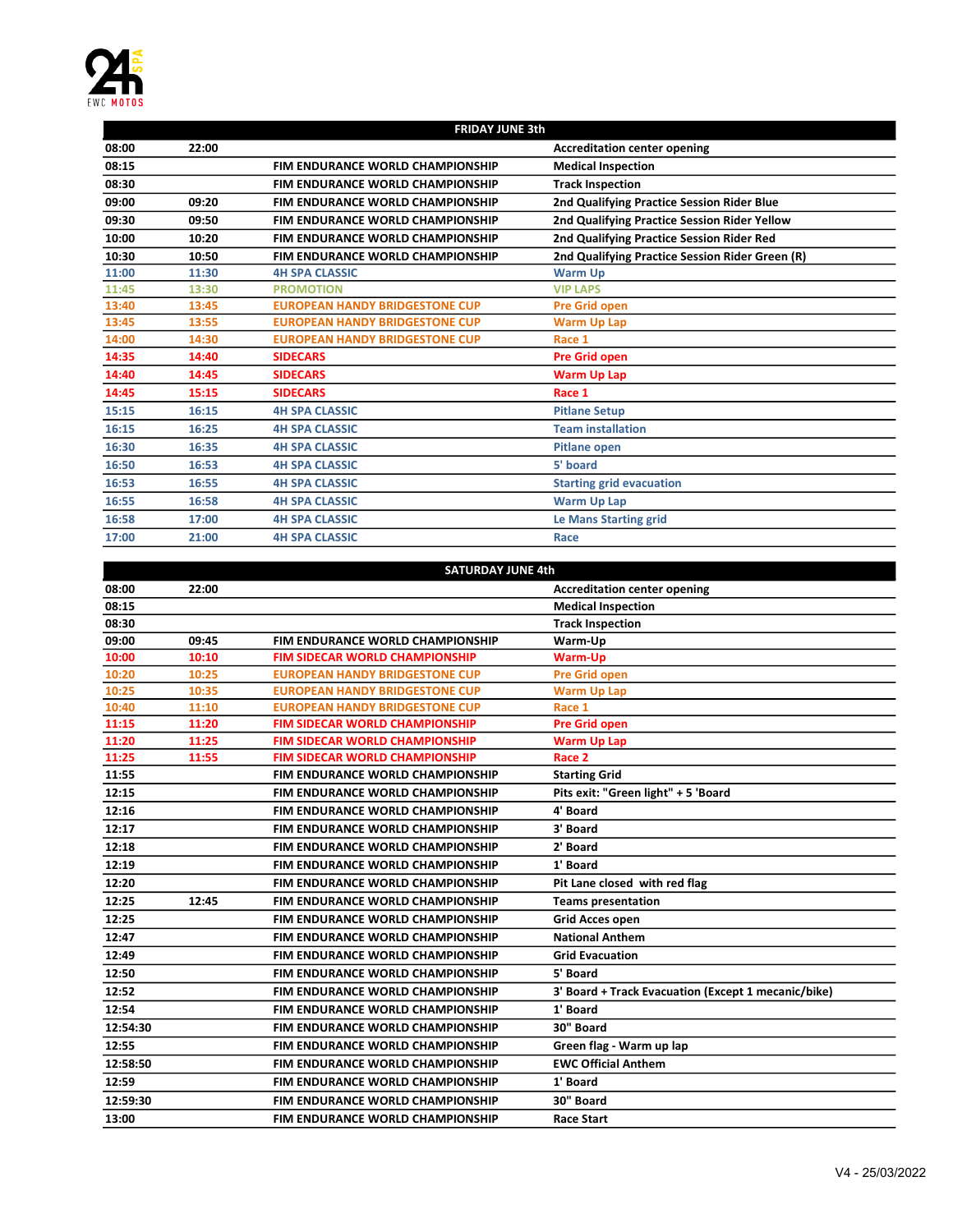| FRIDAY JUNE 3th | | | |
|---|---|---|---|
| 08:00 | 22:00 | | Accreditation center opening |
| 08:15 | | FIM ENDURANCE WORLD CHAMPIONSHIP | Medical Inspection |
| 08:30 | | FIM ENDURANCE WORLD CHAMPIONSHIP | Track Inspection |
| 09:00 | 09:20 | FIM ENDURANCE WORLD CHAMPIONSHIP | 2nd Qualifying Practice Session Rider Blue |
| 09:30 | 09:50 | FIM ENDURANCE WORLD CHAMPIONSHIP | 2nd Qualifying Practice Session Rider Yellow |
| 10:00 | 10:20 | FIM ENDURANCE WORLD CHAMPIONSHIP | 2nd Qualifying Practice Session Rider Red |
| 10:30 | 10:50 | FIM ENDURANCE WORLD CHAMPIONSHIP | 2nd Qualifying Practice Session Rider Green (R) |
| 11:00 | 11:30 | 4H SPA CLASSIC | Warm Up |
| 11:45 | 13:30 | PROMOTION | VIP LAPS |
| 13:40 | 13:45 | EUROPEAN HANDY BRIDGESTONE CUP | Pre Grid open |
| 13:45 | 13:55 | EUROPEAN HANDY BRIDGESTONE CUP | Warm Up Lap |
| 14:00 | 14:30 | EUROPEAN HANDY BRIDGESTONE CUP | Race 1 |
| 14:35 | 14:40 | SIDECARS | Pre Grid open |
| 14:40 | 14:45 | SIDECARS | Warm Up Lap |
| 14:45 | 15:15 | SIDECARS | Race 1 |
| 15:15 | 16:15 | 4H SPA CLASSIC | Pitlane Setup |
| 16:15 | 16:25 | 4H SPA CLASSIC | Team installation |
| 16:30 | 16:35 | 4H SPA CLASSIC | Pitlane open |
| 16:50 | 16:53 | 4H SPA CLASSIC | 5' board |
| 16:53 | 16:55 | 4H SPA CLASSIC | Starting grid evacuation |
| 16:55 | 16:58 | 4H SPA CLASSIC | Warm Up Lap |
| 16:58 | 17:00 | 4H SPA CLASSIC | Le Mans Starting grid |
| 17:00 | 21:00 | 4H SPA CLASSIC | Race |

| SATURDAY JUNE 4th | | | |
|---|---|---|---|
| 08:00 | 22:00 | | Accreditation center opening |
| 08:15 | | | Medical Inspection |
| 08:30 | | | Track Inspection |
| 09:00 | 09:45 | FIM ENDURANCE WORLD CHAMPIONSHIP | Warm-Up |
| 10:00 | 10:10 | FIM SIDECAR WORLD CHAMPIONSHIP | Warm-Up |
| 10:20 | 10:25 | EUROPEAN HANDY BRIDGESTONE CUP | Pre Grid open |
| 10:25 | 10:35 | EUROPEAN HANDY BRIDGESTONE CUP | Warm Up Lap |
| 10:40 | 11:10 | EUROPEAN HANDY BRIDGESTONE CUP | Race 1 |
| 11:15 | 11:20 | FIM SIDECAR WORLD CHAMPIONSHIP | Pre Grid open |
| 11:20 | 11:25 | FIM SIDECAR WORLD CHAMPIONSHIP | Warm Up Lap |
| 11:25 | 11:55 | FIM SIDECAR WORLD CHAMPIONSHIP | Race 2 |
| 11:55 | | FIM ENDURANCE WORLD CHAMPIONSHIP | Starting Grid |
| 12:15 | | FIM ENDURANCE WORLD CHAMPIONSHIP | Pits exit: "Green light" + 5 'Board |
| 12:16 | | FIM ENDURANCE WORLD CHAMPIONSHIP | 4' Board |
| 12:17 | | FIM ENDURANCE WORLD CHAMPIONSHIP | 3' Board |
| 12:18 | | FIM ENDURANCE WORLD CHAMPIONSHIP | 2' Board |
| 12:19 | | FIM ENDURANCE WORLD CHAMPIONSHIP | 1' Board |
| 12:20 | | FIM ENDURANCE WORLD CHAMPIONSHIP | Pit Lane closed with red flag |
| 12:25 | 12:45 | FIM ENDURANCE WORLD CHAMPIONSHIP | Teams presentation |
| 12:25 | | FIM ENDURANCE WORLD CHAMPIONSHIP | Grid Acces open |
| 12:47 | | FIM ENDURANCE WORLD CHAMPIONSHIP | National Anthem |
| 12:49 | | FIM ENDURANCE WORLD CHAMPIONSHIP | Grid Evacuation |
| 12:50 | | FIM ENDURANCE WORLD CHAMPIONSHIP | 5' Board |
| 12:52 | | FIM ENDURANCE WORLD CHAMPIONSHIP | 3' Board + Track Evacuation (Except 1 mecanic/bike) |
| 12:54 | | FIM ENDURANCE WORLD CHAMPIONSHIP | 1' Board |
| 12:54:30 | | FIM ENDURANCE WORLD CHAMPIONSHIP | 30" Board |
| 12:55 | | FIM ENDURANCE WORLD CHAMPIONSHIP | Green flag - Warm up lap |
| 12:58:50 | | FIM ENDURANCE WORLD CHAMPIONSHIP | EWC Official Anthem |
| 12:59 | | FIM ENDURANCE WORLD CHAMPIONSHIP | 1' Board |
| 12:59:30 | | FIM ENDURANCE WORLD CHAMPIONSHIP | 30" Board |
| 13:00 | | FIM ENDURANCE WORLD CHAMPIONSHIP | Race Start |

V4 - 25/03/2022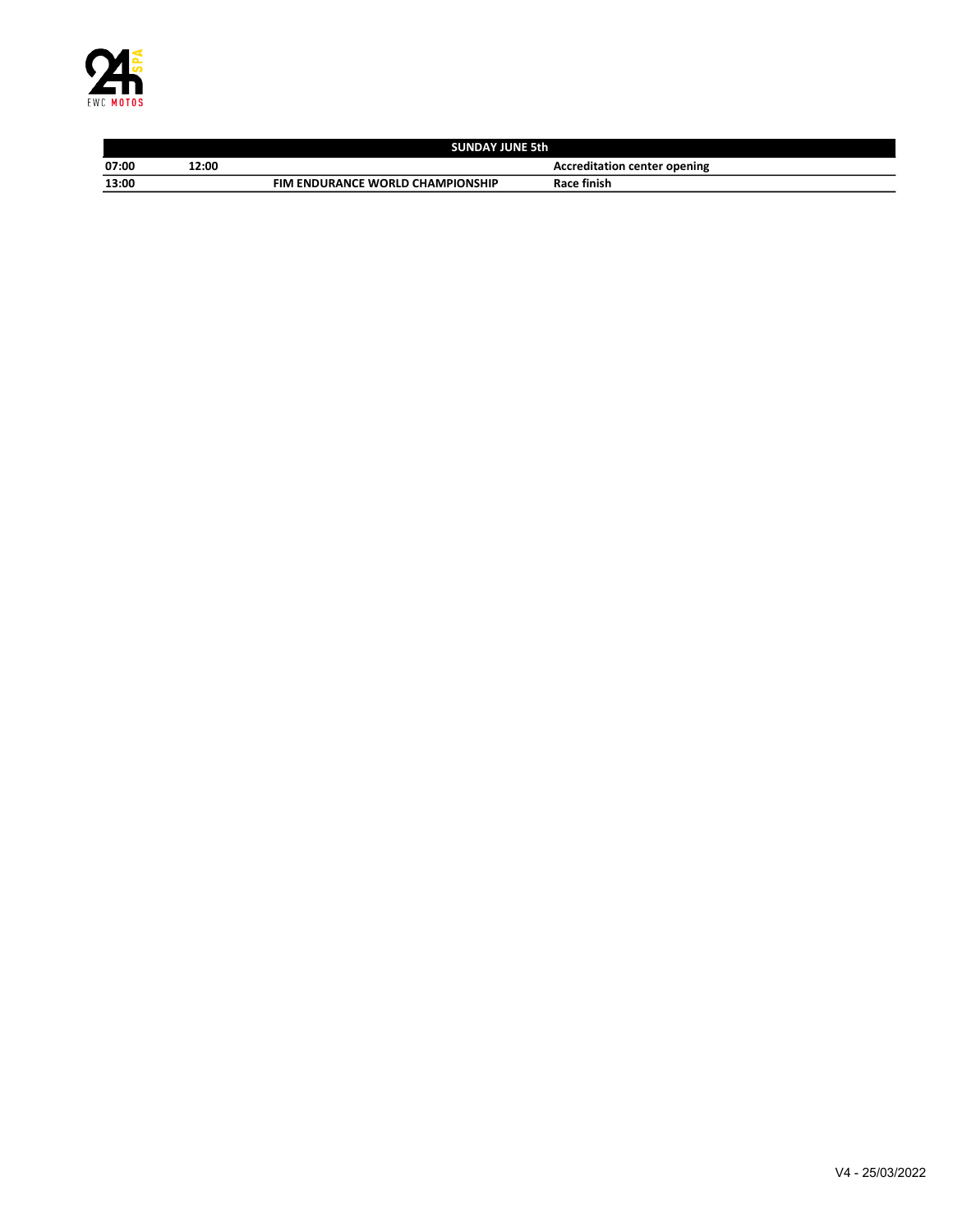| | | | |
|---|---|---|---|
| **SUNDAY JUNE 5th** | | | |
| **07:00** | **12:00** | | **Accreditation center opening** |
| **13:00** | | **FIM ENDURANCE WORLD CHAMPIONSHIP** | **Race finish** |

V4 - 25/03/2022